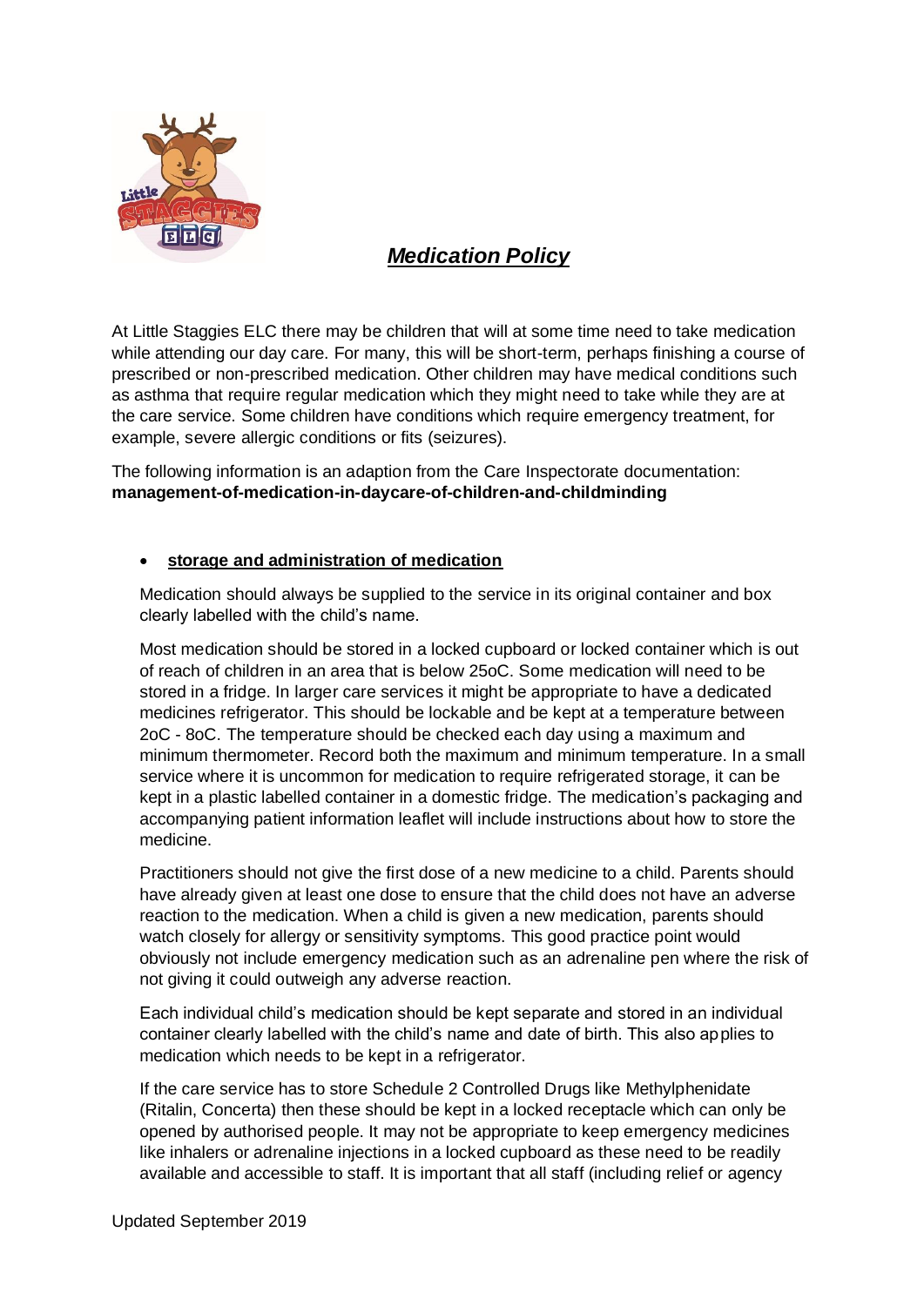# *Medication Policy*

At Little Staggies ELC there may be children that will at some time need to take medication while attending our day care. For many, this will be short-term, perhaps finishing a course of prescribed or non-prescribed medication. Other children may have medical conditions such as asthma that require regular medication which they might need to take while they are at the care service. Some children have conditions which require emergency treatment, for example, severe allergic conditions or fits (seizures).

The following information is an adaption from the Care Inspectorate documentation: **management-of-medication-in-daycare-of-children-and-childminding**

- **storage and administration of medication**

Medication should always be supplied to the service in its original container and box clearly labelled with the child's name.

Most medication should be stored in a locked cupboard or locked container which is out of reach of children in an area that is below 25oC. Some medication will need to be stored in a fridge. In larger care services it might be appropriate to have a dedicated medicines refrigerator. This should be lockable and be kept at a temperature between 2oC - 8oC. The temperature should be checked each day using a maximum and minimum thermometer. Record both the maximum and minimum temperature. In a small service where it is uncommon for medication to require refrigerated storage, it can be kept in a plastic labelled container in a domestic fridge. The medication's packaging and accompanying patient information leaflet will include instructions about how to store the medicine.

Practitioners should not give the first dose of a new medicine to a child. Parents should have already given at least one dose to ensure that the child does not have an adverse reaction to the medication. When a child is given a new medication, parents should watch closely for allergy or sensitivity symptoms. This good practice point would obviously not include emergency medication such as an adrenaline pen where the risk of not giving it could outweigh any adverse reaction.

Each individual child's medication should be kept separate and stored in an individual container clearly labelled with the child's name and date of birth. This also applies to medication which needs to be kept in a refrigerator.

If the care service has to store Schedule 2 Controlled Drugs like Methylphenidate (Ritalin, Concerta) then these should be kept in a locked receptacle which can only be opened by authorised people. It may not be appropriate to keep emergency medicines like inhalers or adrenaline injections in a locked cupboard as these need to be readily available and accessible to staff. It is important that all staff (including relief or agency

Updated September 2019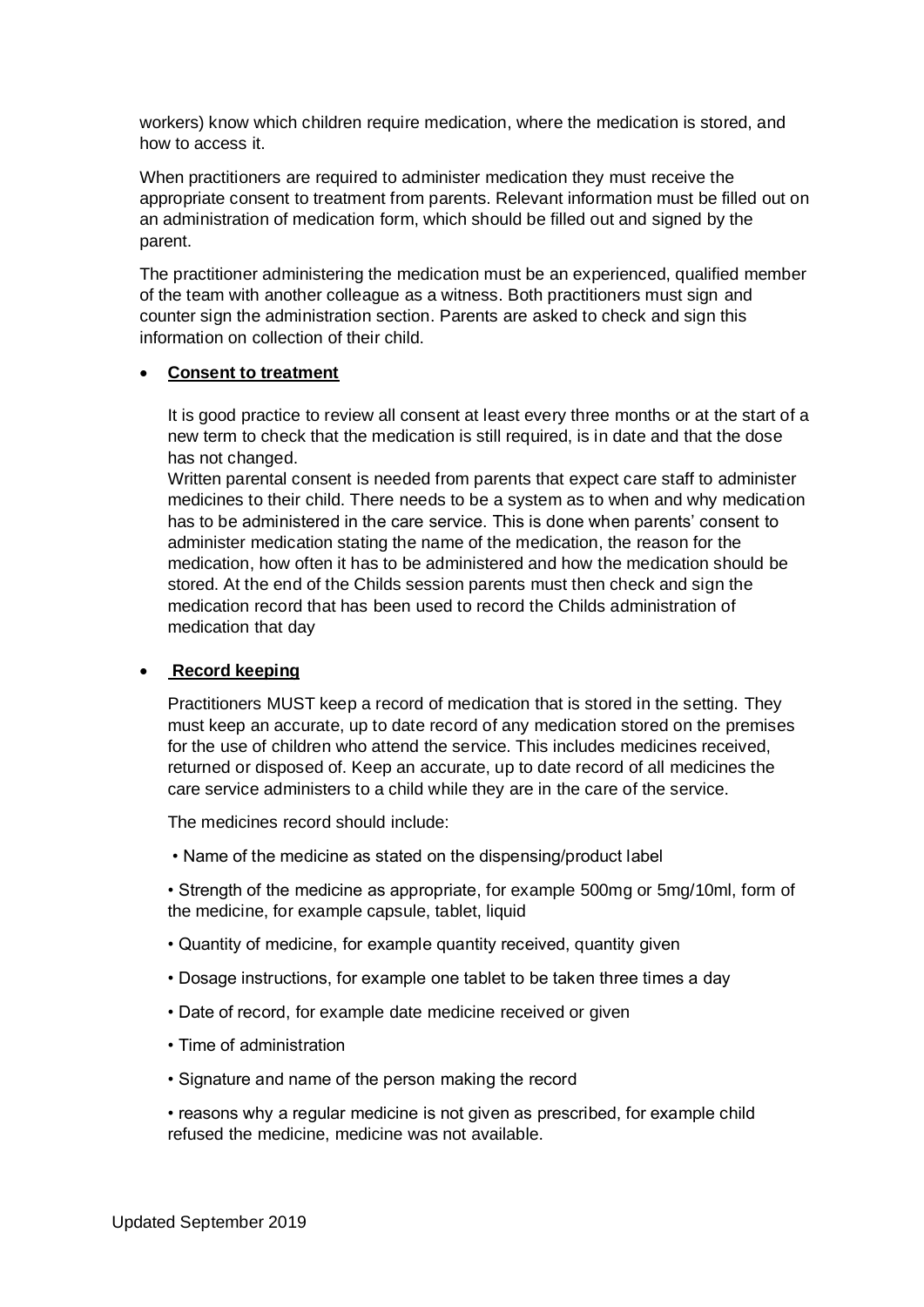workers) know which children require medication, where the medication is stored, and how to access it.

When practitioners are required to administer medication they must receive the appropriate consent to treatment from parents. Relevant information must be filled out on an administration of medication form, which should be filled out and signed by the parent.

The practitioner administering the medication must be an experienced, qualified member of the team with another colleague as a witness. Both practitioners must sign and counter sign the administration section. Parents are asked to check and sign this information on collection of their child.

- **Consent to treatment**

  It is good practice to review all consent at least every three months or at the start of a new term to check that the medication is still required, is in date and that the dose has not changed.

  Written parental consent is needed from parents that expect care staff to administer medicines to their child. There needs to be a system as to when and why medication has to be administered in the care service. This is done when parents' consent to administer medication stating the name of the medication, the reason for the medication, how often it has to be administered and how the medication should be stored. At the end of the Childs session parents must then check and sign the medication record that has been used to record the Childs administration of medication that day

- **Record keeping**

  Practitioners MUST keep a record of medication that is stored in the setting. They must keep an accurate, up to date record of any medication stored on the premises for the use of children who attend the service. This includes medicines received, returned or disposed of. Keep an accurate, up to date record of all medicines the care service administers to a child while they are in the care of the service.

  The medicines record should include:

  • Name of the medicine as stated on the dispensing/product label

  • Strength of the medicine as appropriate, for example 500mg or 5mg/10ml, form of the medicine, for example capsule, tablet, liquid

  • Quantity of medicine, for example quantity received, quantity given

  • Dosage instructions, for example one tablet to be taken three times a day

  • Date of record, for example date medicine received or given

  • Time of administration

  • Signature and name of the person making the record

  • reasons why a regular medicine is not given as prescribed, for example child refused the medicine, medicine was not available.

Updated September 2019